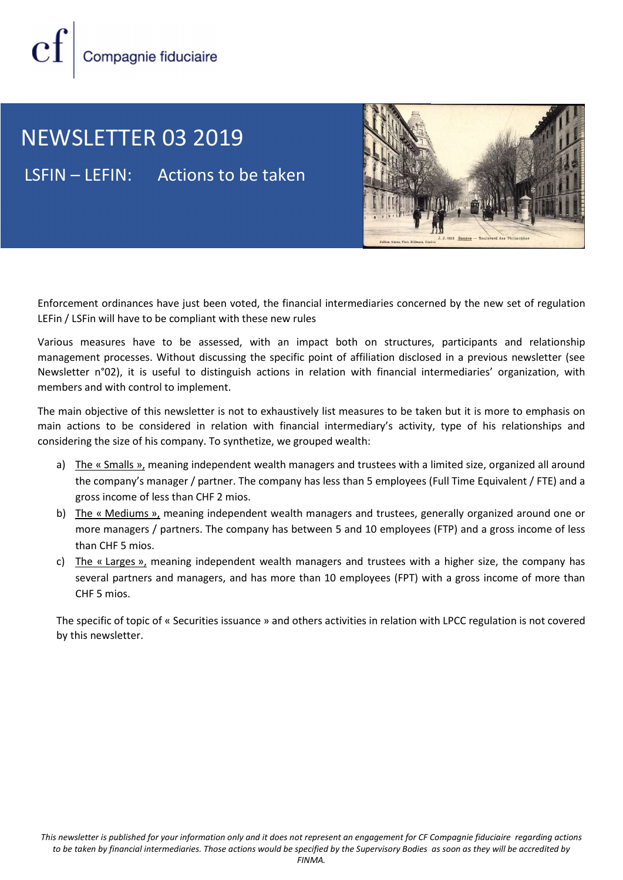cf | Compagnie fiduciaire

# NEWSLETTER 03 2019

## LSFIN – LEFIN: Actions to be taken

Enforcement ordinances have just been voted, the financial intermediaries concerned by the new set of regulation LEFin / LSFin will have to be compliant with these new rules

Various measures have to be assessed, with an impact both on structures, participants and relationship management processes. Without discussing the specific point of affiliation disclosed in a previous newsletter (see Newsletter n°02), it is useful to distinguish actions in relation with financial intermediaries' organization, with members and with control to implement.

The main objective of this newsletter is not to exhaustively list measures to be taken but it is more to emphasis on main actions to be considered in relation with financial intermediary's activity, type of his relationships and considering the size of his company. To synthetize, we grouped wealth:

a) The « Smalls », meaning independent wealth managers and trustees with a limited size, organized all around the company's manager / partner. The company has less than 5 employees (Full Time Equivalent / FTE) and a gross income of less than CHF 2 mios.
b) The « Mediums », meaning independent wealth managers and trustees, generally organized around one or more managers / partners. The company has between 5 and 10 employees (FTP) and a gross income of less than CHF 5 mios.
c) The « Larges », meaning independent wealth managers and trustees with a higher size, the company has several partners and managers, and has more than 10 employees (FPT) with a gross income of more than CHF 5 mios.

The specific of topic of « Securities issuance » and others activities in relation with LPCC regulation is not covered by this newsletter.

*This newsletter is published for your information only and it does not represent an engagement for CF Compagnie fiduciaire regarding actions to be taken by financial intermediaries. Those actions would be specified by the Supervisory Bodies as soon as they will be accredited by FINMA.*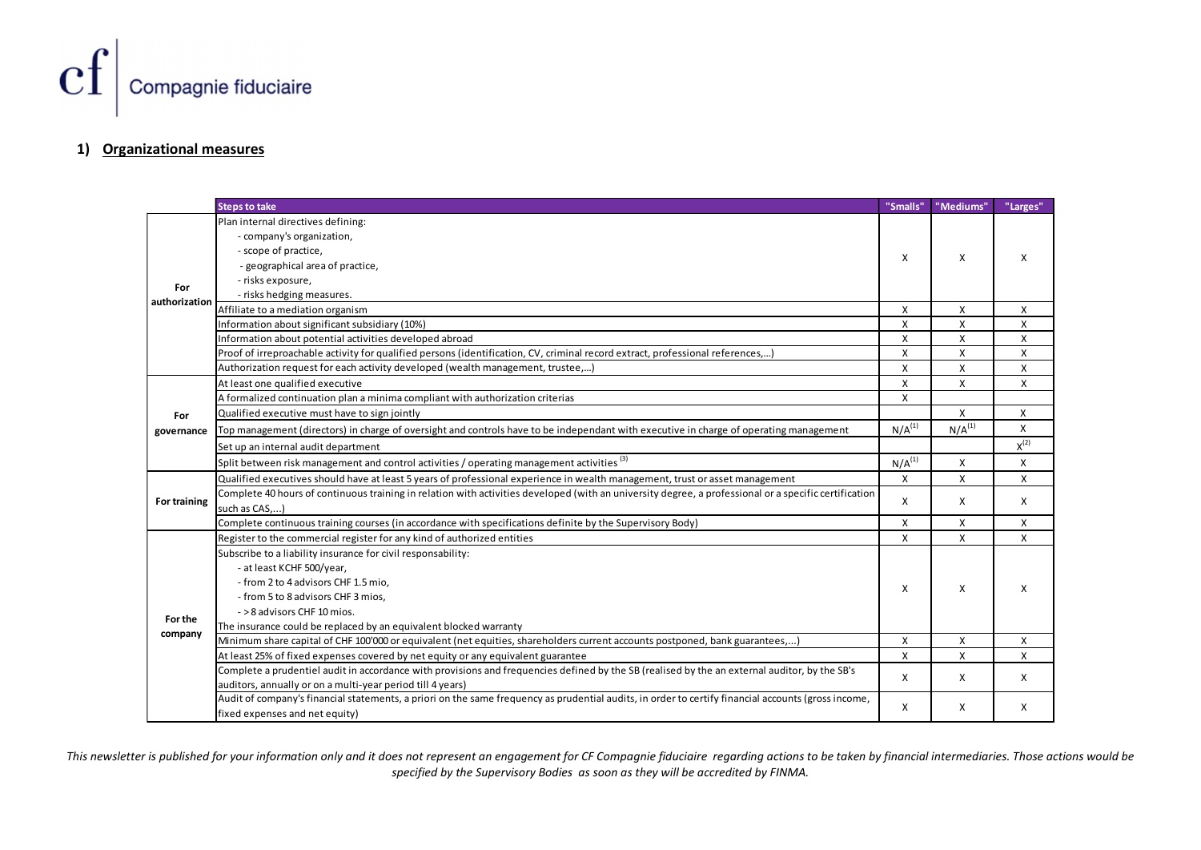## 1) Organizational measures

| | Steps to take | "Smalls" | "Mediums" | "Larges" |
|---|---|---|---|---|
| For authorization | Plan internal directives defining:<br>- company's organization,<br>- scope of practice,<br>- geographical area of practice,<br>- risks exposure,<br>- risks hedging measures. | X | X | X |
| | Affiliate to a mediation organism | X | X | X |
| | Information about significant subsidiary (10%) | X | X | X |
| | Information about potential activities developed abroad | X | X | X |
| | Proof of irreproachable activity for qualified persons (identification, CV, criminal record extract, professional references,...) | X | X | X |
| | Authorization request for each activity developed (wealth management, trustee,...) | X | X | X |
| For governance | At least one qualified executive | X | X | X |
| | A formalized continuation plan a minima compliant with authorization criterias | X | | |
| | Qualified executive must have to sign jointly | | X | X |
| | Top management (directors) in charge of oversight and controls have to be independant with executive in charge of operating management | N/A[1] | N/A[1] | X |
| | Set up an internal audit department | | | X[2] |
| | Split between risk management and control activities / operating management activities [3] | N/A[1] | X | X |
| For training | Qualified executives should have at least 5 years of professional experience in wealth management, trust or asset management | X | X | X |
| | Complete 40 hours of continuous training in relation with activities developed (with an university degree, a professional or a specific certification such as CAS,...) | X | X | X |
| | Complete continuous training courses (in accordance with specifications definite by the Supervisory Body) | X | X | X |
| For the company | Register to the commercial register for any kind of authorized entities | X | X | X |
| | Subscribe to a liability insurance for civil responsability:<br>- at least KCHF 500/year,<br>- from 2 to 4 advisors CHF 1.5 mio,<br>- from 5 to 8 advisors CHF 3 mios,<br>- > 8 advisors CHF 10 mios.<br>The insurance could be replaced by an equivalent blocked warranty | X | X | X |
| | Minimum share capital of CHF 100'000 or equivalent (net equities, shareholders current accounts postponed, bank guarantees,...) | X | X | X |
| | At least 25% of fixed expenses covered by net equity or any equivalent guarantee | X | X | X |
| | Complete a prudentiel audit in accordance with provisions and frequencies defined by the SB (realised by the an external auditor, by the SB's auditors, annually or on a multi-year period till 4 years) | X | X | X |
| | Audit of company's financial statements, a priori on the same frequency as prudential audits, in order to certify financial accounts (gross income, fixed expenses and net equity) | X | X | X |

*This newsletter is published for your information only and it does not represent an engagement for CF Compagnie fiduciaire regarding actions to be taken by financial intermediaries. Those actions would be specified by the Supervisory Bodies as soon as they will be accredited by FINMA.*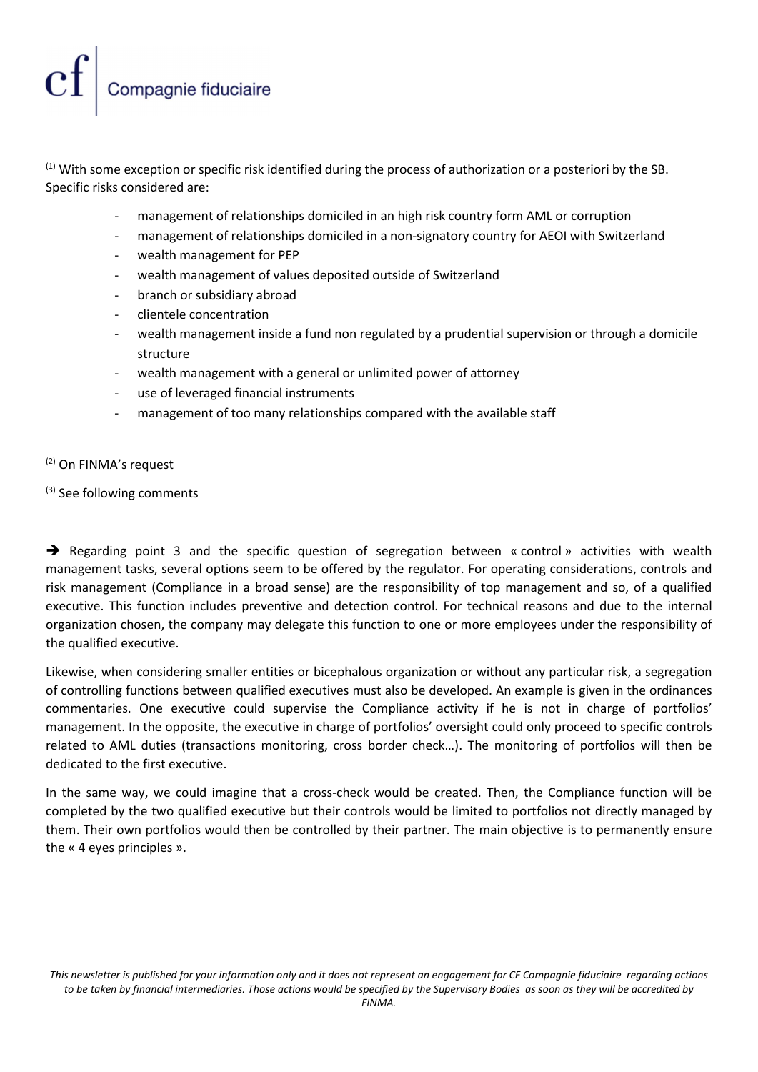(1) With some exception or specific risk identified during the process of authorization or a posteriori by the SB. Specific risks considered are:

- management of relationships domiciled in an high risk country form AML or corruption
- management of relationships domiciled in a non-signatory country for AEOI with Switzerland
- wealth management for PEP
- wealth management of values deposited outside of Switzerland
- branch or subsidiary abroad
- clientele concentration
- wealth management inside a fund non regulated by a prudential supervision or through a domicile structure
- wealth management with a general or unlimited power of attorney
- use of leveraged financial instruments
- management of too many relationships compared with the available staff

(2) On FINMA's request

(3) See following comments

➔ Regarding point 3 and the specific question of segregation between « control » activities with wealth management tasks, several options seem to be offered by the regulator. For operating considerations, controls and risk management (Compliance in a broad sense) are the responsibility of top management and so, of a qualified executive. This function includes preventive and detection control. For technical reasons and due to the internal organization chosen, the company may delegate this function to one or more employees under the responsibility of the qualified executive.

Likewise, when considering smaller entities or bicephalous organization or without any particular risk, a segregation of controlling functions between qualified executives must also be developed. An example is given in the ordinances commentaries. One executive could supervise the Compliance activity if he is not in charge of portfolios' management. In the opposite, the executive in charge of portfolios' oversight could only proceed to specific controls related to AML duties (transactions monitoring, cross border check…). The monitoring of portfolios will then be dedicated to the first executive.

In the same way, we could imagine that a cross-check would be created. Then, the Compliance function will be completed by the two qualified executive but their controls would be limited to portfolios not directly managed by them. Their own portfolios would then be controlled by their partner. The main objective is to permanently ensure the « 4 eyes principles ».

*This newsletter is published for your information only and it does not represent an engagement for CF Compagnie fiduciaire regarding actions to be taken by financial intermediaries. Those actions would be specified by the Supervisory Bodies as soon as they will be accredited by FINMA.*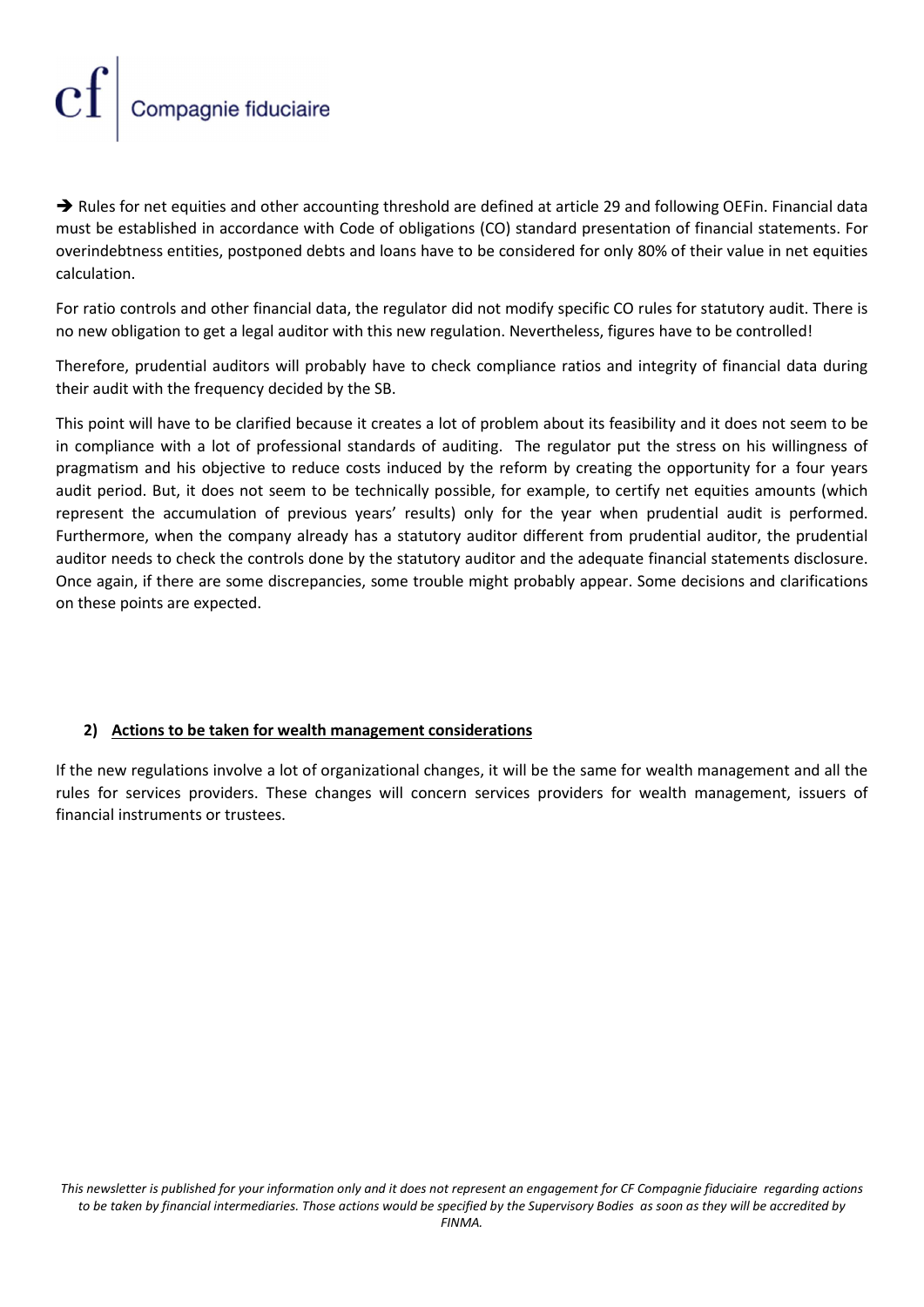➔ Rules for net equities and other accounting threshold are defined at article 29 and following OEFin. Financial data must be established in accordance with Code of obligations (CO) standard presentation of financial statements. For overindebtness entities, postponed debts and loans have to be considered for only 80% of their value in net equities calculation.

For ratio controls and other financial data, the regulator did not modify specific CO rules for statutory audit. There is no new obligation to get a legal auditor with this new regulation. Nevertheless, figures have to be controlled!

Therefore, prudential auditors will probably have to check compliance ratios and integrity of financial data during their audit with the frequency decided by the SB.

This point will have to be clarified because it creates a lot of problem about its feasibility and it does not seem to be in compliance with a lot of professional standards of auditing. The regulator put the stress on his willingness of pragmatism and his objective to reduce costs induced by the reform by creating the opportunity for a four years audit period. But, it does not seem to be technically possible, for example, to certify net equities amounts (which represent the accumulation of previous years' results) only for the year when prudential audit is performed. Furthermore, when the company already has a statutory auditor different from prudential auditor, the prudential auditor needs to check the controls done by the statutory auditor and the adequate financial statements disclosure. Once again, if there are some discrepancies, some trouble might probably appear. Some decisions and clarifications on these points are expected.

## 2) <u>Actions to be taken for wealth management considerations</u>

If the new regulations involve a lot of organizational changes, it will be the same for wealth management and all the rules for services providers. These changes will concern services providers for wealth management, issuers of financial instruments or trustees.

*This newsletter is published for your information only and it does not represent an engagement for CF Compagnie fiduciaire regarding actions to be taken by financial intermediaries. Those actions would be specified by the Supervisory Bodies as soon as they will be accredited by FINMA.*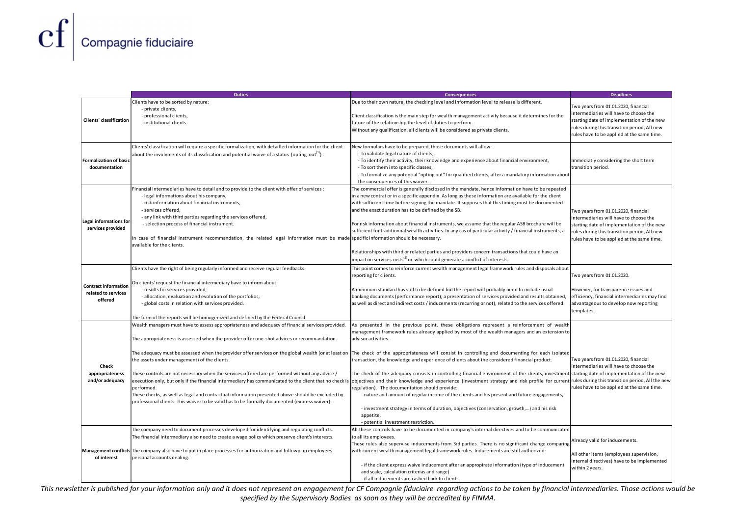| | Duties | Consequences | Deadlines |
|---|---|---|---|
| **Clients' classification** | Clients have to be sorted by nature:<br>- private clients,<br>- professional clients,<br>- institutional clients | Due to their own nature, the checking level and information level to release is different.<br><br>Client classification is the main step for wealth management activity because it determines for the future of the relationship the level of duties to perform.<br>Without any qualification, all clients will be considered as private clients. | Two years from 01.01.2020, financial intermediaries will have to choose the starting date of implementation of the new rules during this transition period, All new rules have to be applied at the same time. |
| **Formalization of basic documentation** | Clients' classification will require a specific formalization, with detailled information for the client about the involvments of its classification and potential waive of a status (opting out[1]). | New formulars have to be prepared, those documents will allow:<br>- To validate legal nature of clients,<br>- To identify their activity, their knowledge and experience about financial environment,<br>- To sort them into specific classes,<br>- To formalize any potential "opting out" for qualified clients, after a mandatory information about the consequences of this waiver. | Immediatly considering the short term transition period. |
| **Legal informations for services provided** | Financial intermediaries have to detail and to provide to the client with offer of services :<br>- legal informations about his company,<br>- risk information about financial instruments,<br>- services offered,<br>- any link with third parties regarding the services offered,<br>- selection process of financial instrument.<br><br>In case of financial instrument recommandation, the related legal information must be made available for the clients. | The commercial offer is generally disclosed in the mandate, hence information have to be repeated in a new contrat or in a specific appendix. As long as these information are available for the client with sufficient time before signing the mandate. It supposes that this timing must be documented and the exact duration has to be defined by the SB.<br><br>For risk information about financial instruments, we assume that the regular ASB brochure will be sufficient for traditionnal wealth activities. In any cas of particular activity / financial instruments, a specific information should be necessary.<br><br>Relationships with third or related parties and providers concern transactions that could have an impact on services costs[2] or which could generate a conflict of interests. | Two years from 01.01.2020, financial intermediaries will have to choose the starting date of implementation of the new rules during this transition period, All new rules have to be applied at the same time. |
| **Contract information related to services offered** | Clients have the right of being regularly informed and receive regular feedbacks.<br><br>On clients' request the financial intermediary have to inform about :<br>- results for services provided,<br>- allocation, evaluation and evolution of the portfolios,<br>- global costs in relation with services provided.<br><br>The form of the reports will be homogenized and defined by the Federal Council. | This point comes to reinforce current wealth management legal framework rules and disposals about reporting for clients.<br><br>A minimum standard has still to be defined but the report will probably need to include usual banking documents (performance report), a presentation of services provided and results obtained, as well as direct and indirect costs / inducements (recurring or not), related to the services offered. | Two years from 01.01.2020.<br><br>However, for transparence issues and efficiency, financial intermediaries may find advantageous to develop now reporting templates. |
| **Check appropriateness and/or adequacy** | Wealth managers must have to assess appropriateness and adequacy of financial services provided.<br><br>The appropriateness is assessed when the provider offer one-shot advices or recommandation.<br><br>The adequacy must be assessed when the provider offer services on the global wealth (or at least on the assets under management) of the clients.<br><br>These controls are not necessary when the services offered are performed without any advice / execution only, but only if the financial intermediary has communicated to the client that no check is performed.<br>These checks, as well as legal and contractual information presented above should be excluded by professional clients. This waiver to be valid has to be formally documented (express waiver). | As presented in the previous point, these obligations represent a reinforcement of wealth management framework rules already applied by most of the wealth managers and an extension to advisor activities.<br><br>The check of the appropriateness will consist in controlling and documenting for each isolated transaction, the knowledge and experience of clients about the considered financial product.<br><br>The check of the adequacy consists in controlling financial environment of the clients, investment objectives and their knowledge and experience (investment strategy and risk profile for current regulation). The documentation should provide:<br>- nature and amount of regular income of the clients and his present and future engagements,<br><br>- investment strategy in terms of duration, objectives (conservation, growth,...) and his risk appetite,<br>- potential investment restriction. | Two years from 01.01.2020, financial intermediaries will have to choose the starting date of implementation of the new rules during this transition period, All the new rules have to be applied at the same time. |
| **Management conflicts of interest** | The company need to document processes developed for identifying and regulating conflicts.<br>The financial intermediary also need to create a wage policy which preserve client's interests.<br><br>The company also have to put in place processes for authorization and followp up employees personal accounts dealing. | All these controls have to be documented in company's internal directives and to be communicated to all its employees.<br>These rules also supervise inducements from 3rd parties. There is no significant change comparing with current wealth management legal framework rules. Inducements are still authorized:<br><br>- if the client express waive inducement after an appropirate information (type of inducement and scale, calculation criterias and range)<br>- if all inducements are cashed back to clients. | Already valid for inducements.<br><br>All other items (employees supervision, internal directives) have to be implemented within 2 years. |

*This newsletter is published for your information only and it does not represent an engagement for CF Compagnie fiduciaire regarding actions to be taken by financial intermediaries. Those actions would be specified by the Supervisory Bodies as soon as they will be accredited by FINMA.*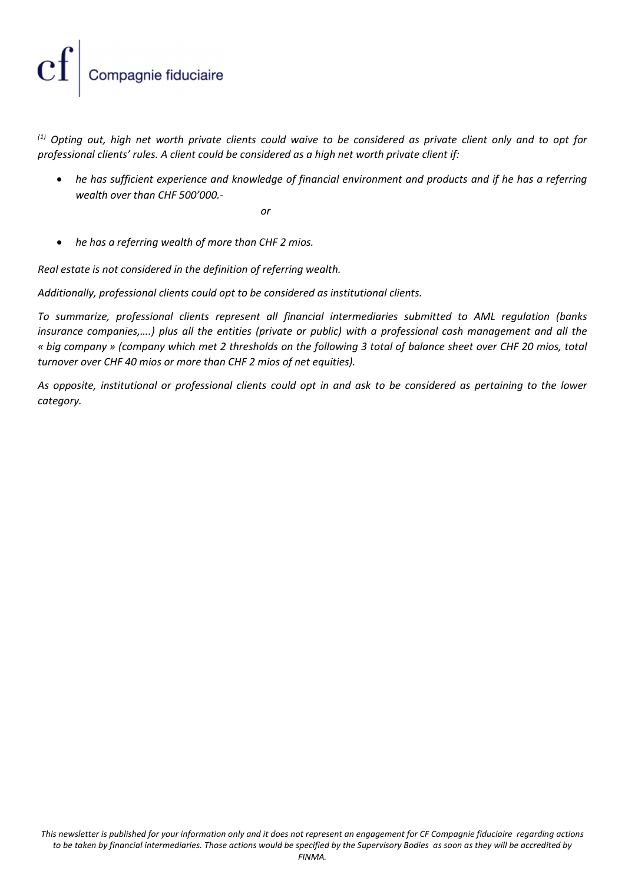*[(1)] Opting out, high net worth private clients could waive to be considered as private client only and to opt for professional clients' rules. A client could be considered as a high net worth private client if:*

- *he has sufficient experience and knowledge of financial environment and products and if he has a referring wealth over than CHF 500'000.-*

*or*

- *he has a referring wealth of more than CHF 2 mios.*

*Real estate is not considered in the definition of referring wealth.*

*Additionally, professional clients could opt to be considered as institutional clients.*

*To summarize, professional clients represent all financial intermediaries submitted to AML regulation (banks insurance companies,….) plus all the entities (private or public) with a professional cash management and all the « big company » (company which met 2 thresholds on the following 3 total of balance sheet over CHF 20 mios, total turnover over CHF 40 mios or more than CHF 2 mios of net equities).*

*As opposite, institutional or professional clients could opt in and ask to be considered as pertaining to the lower category.*

*This newsletter is published for your information only and it does not represent an engagement for CF Compagnie fiduciaire regarding actions to be taken by financial intermediaries. Those actions would be specified by the Supervisory Bodies as soon as they will be accredited by FINMA.*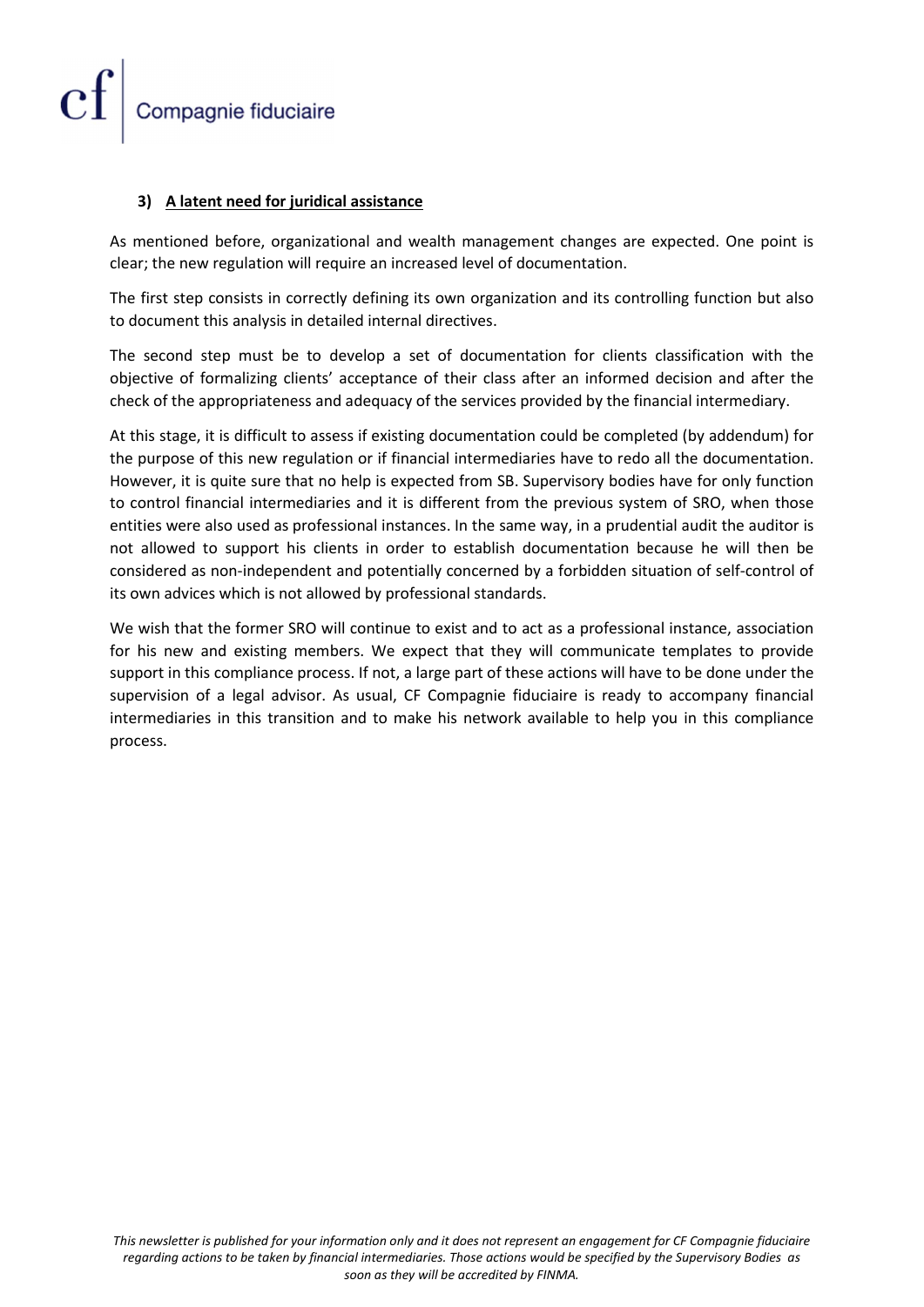### 3) A latent need for juridical assistance

As mentioned before, organizational and wealth management changes are expected. One point is clear; the new regulation will require an increased level of documentation.

The first step consists in correctly defining its own organization and its controlling function but also to document this analysis in detailed internal directives.

The second step must be to develop a set of documentation for clients classification with the objective of formalizing clients' acceptance of their class after an informed decision and after the check of the appropriateness and adequacy of the services provided by the financial intermediary.

At this stage, it is difficult to assess if existing documentation could be completed (by addendum) for the purpose of this new regulation or if financial intermediaries have to redo all the documentation. However, it is quite sure that no help is expected from SB. Supervisory bodies have for only function to control financial intermediaries and it is different from the previous system of SRO, when those entities were also used as professional instances. In the same way, in a prudential audit the auditor is not allowed to support his clients in order to establish documentation because he will then be considered as non-independent and potentially concerned by a forbidden situation of self-control of its own advices which is not allowed by professional standards.

We wish that the former SRO will continue to exist and to act as a professional instance, association for his new and existing members. We expect that they will communicate templates to provide support in this compliance process. If not, a large part of these actions will have to be done under the supervision of a legal advisor. As usual, CF Compagnie fiduciaire is ready to accompany financial intermediaries in this transition and to make his network available to help you in this compliance process.

*This newsletter is published for your information only and it does not represent an engagement for CF Compagnie fiduciaire regarding actions to be taken by financial intermediaries. Those actions would be specified by the Supervisory Bodies as soon as they will be accredited by FINMA.*